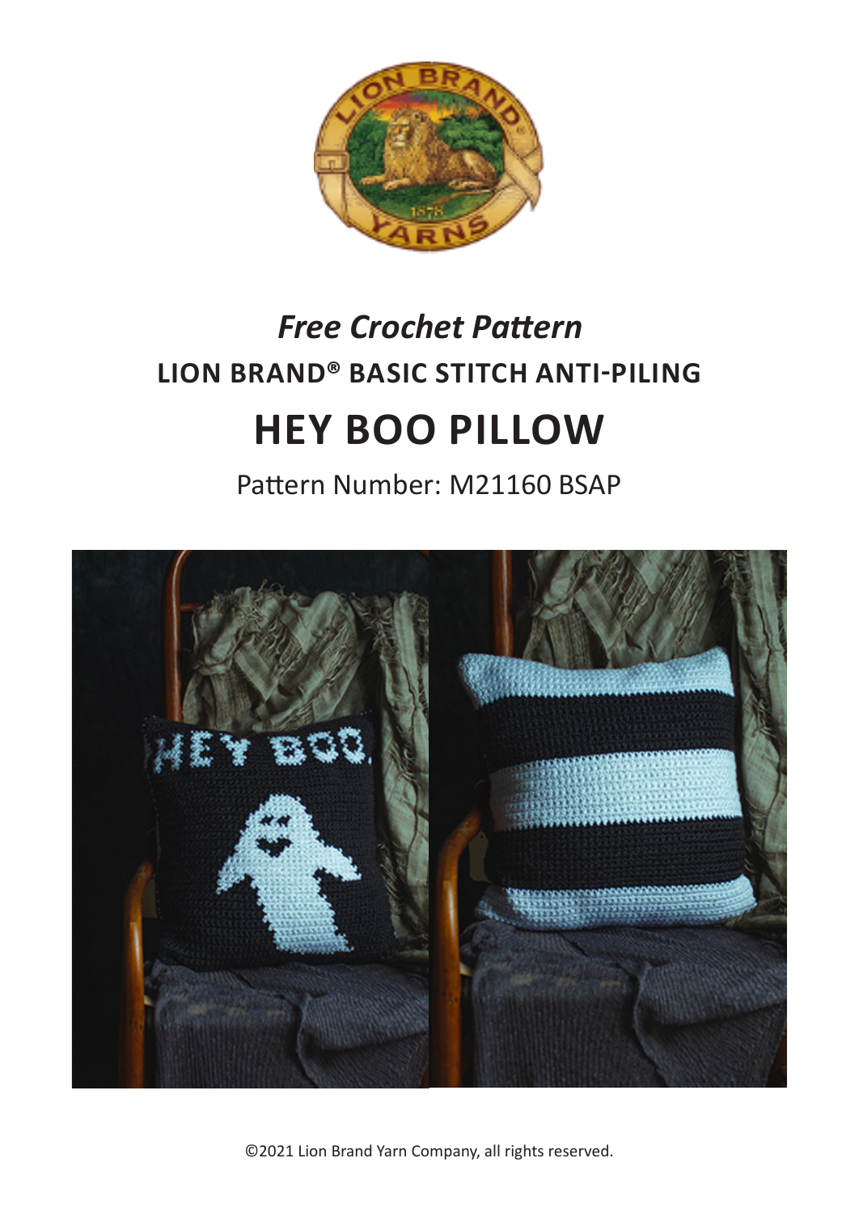*Free Crochet Pattern*

**LION BRAND® BASIC STITCH ANTI-PILING**

# HEY BOO PILLOW

Pattern Number: M21160 BSAP

©2021 Lion Brand Yarn Company, all rights reserved.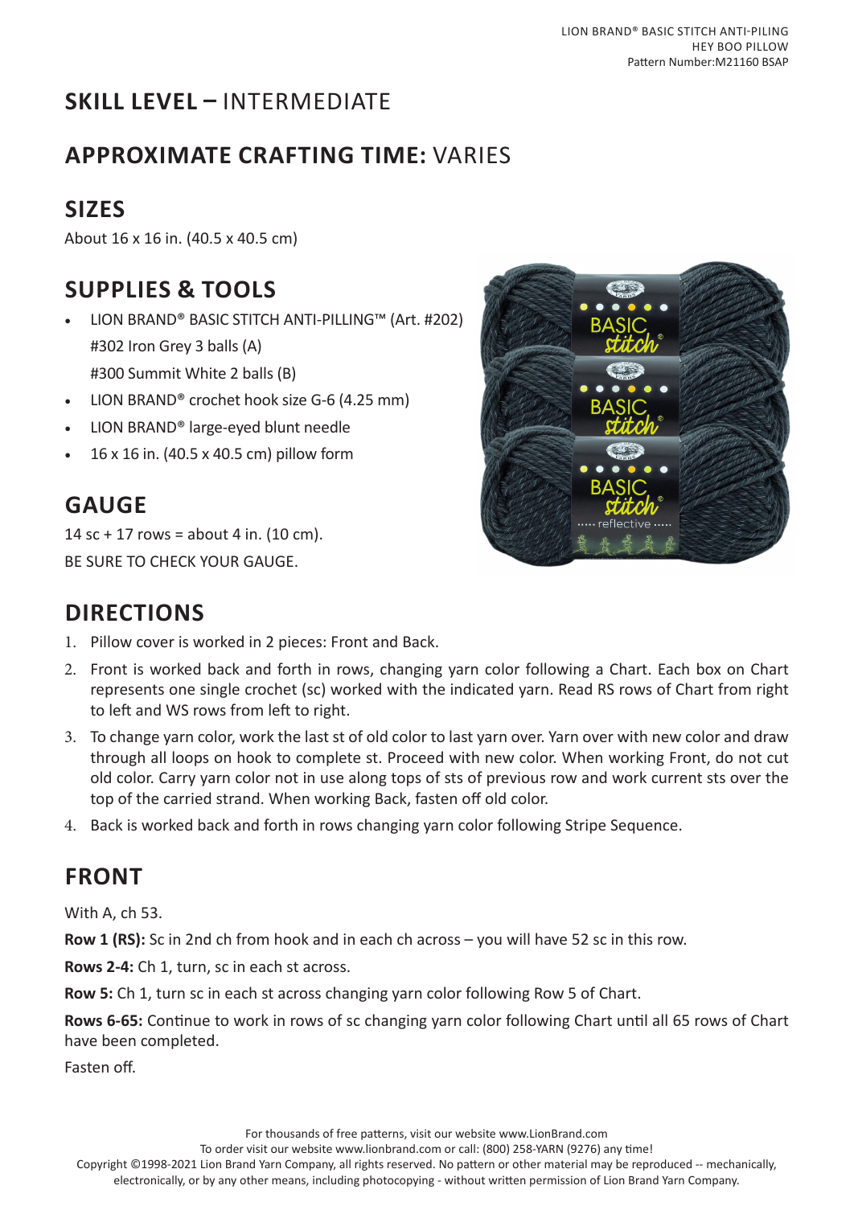## SKILL LEVEL – INTERMEDIATE

## APPROXIMATE CRAFTING TIME: VARIES

## SIZES

About 16 x 16 in. (40.5 x 40.5 cm)

## SUPPLIES & TOOLS

- LION BRAND® BASIC STITCH ANTI-PILLING™ (Art. #202)
  #302 Iron Grey 3 balls (A)
  #300 Summit White 2 balls (B)
- LION BRAND® crochet hook size G-6 (4.25 mm)
- LION BRAND® large-eyed blunt needle
- 16 x 16 in. (40.5 x 40.5 cm) pillow form

## GAUGE

14 sc + 17 rows = about 4 in. (10 cm).

BE SURE TO CHECK YOUR GAUGE.

## DIRECTIONS

1. Pillow cover is worked in 2 pieces: Front and Back.
2. Front is worked back and forth in rows, changing yarn color following a Chart. Each box on Chart represents one single crochet (sc) worked with the indicated yarn. Read RS rows of Chart from right to left and WS rows from left to right.
3. To change yarn color, work the last st of old color to last yarn over. Yarn over with new color and draw through all loops on hook to complete st. Proceed with new color. When working Front, do not cut old color. Carry yarn color not in use along tops of sts of previous row and work current sts over the top of the carried strand. When working Back, fasten off old color.
4. Back is worked back and forth in rows changing yarn color following Stripe Sequence.

## FRONT

With A, ch 53.

**Row 1 (RS):** Sc in 2nd ch from hook and in each ch across – you will have 52 sc in this row.

**Rows 2-4:** Ch 1, turn, sc in each st across.

**Row 5:** Ch 1, turn sc in each st across changing yarn color following Row 5 of Chart.

**Rows 6-65:** Continue to work in rows of sc changing yarn color following Chart until all 65 rows of Chart have been completed.

Fasten off.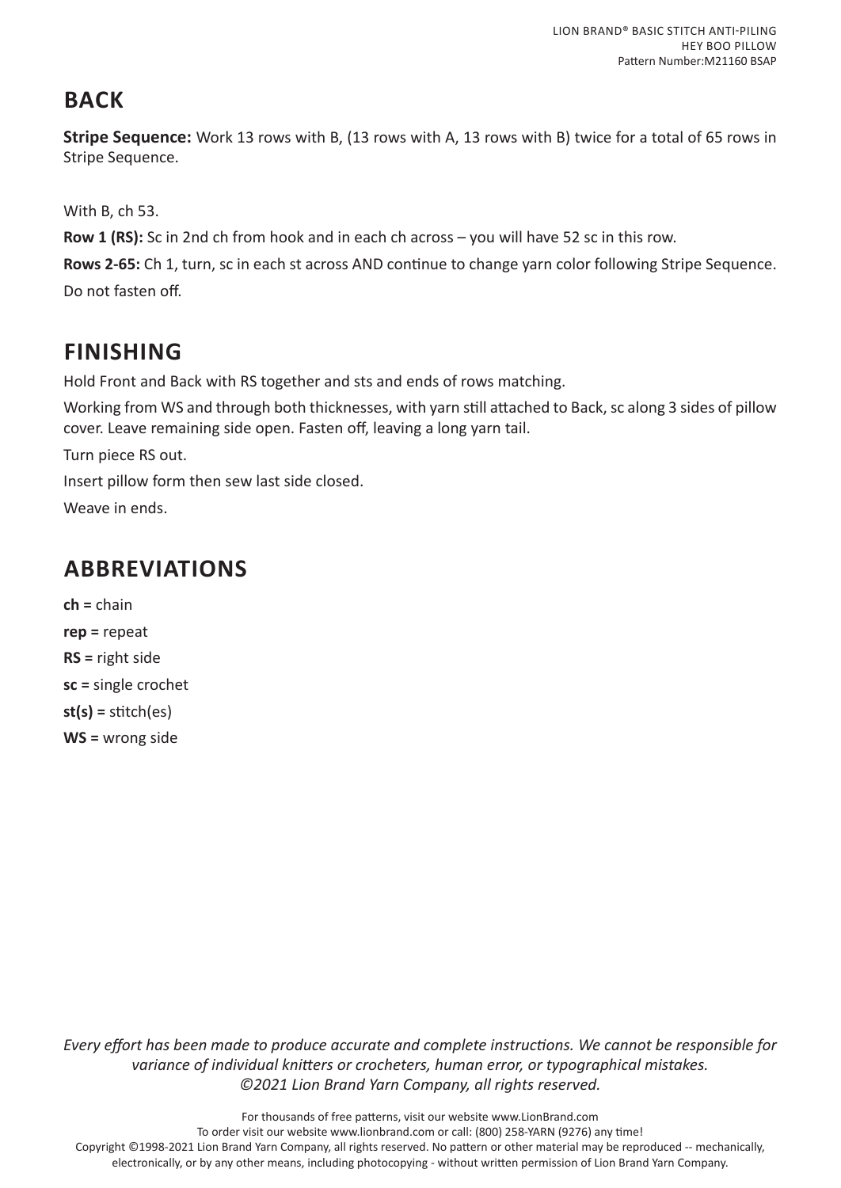## BACK

**Stripe Sequence:** Work 13 rows with B, (13 rows with A, 13 rows with B) twice for a total of 65 rows in Stripe Sequence.

With B, ch 53.

**Row 1 (RS):** Sc in 2nd ch from hook and in each ch across – you will have 52 sc in this row.

**Rows 2-65:** Ch 1, turn, sc in each st across AND continue to change yarn color following Stripe Sequence. Do not fasten off.

## FINISHING

Hold Front and Back with RS together and sts and ends of rows matching.

Working from WS and through both thicknesses, with yarn still attached to Back, sc along 3 sides of pillow cover. Leave remaining side open. Fasten off, leaving a long yarn tail.

Turn piece RS out.

Insert pillow form then sew last side closed.

Weave in ends.

## ABBREVIATIONS

**ch =** chain

**rep =** repeat

**RS =** right side

**sc =** single crochet

**st(s) =** stitch(es)

**WS =** wrong side

*Every effort has been made to produce accurate and complete instructions. We cannot be responsible for variance of individual knitters or crocheters, human error, or typographical mistakes. ©2021 Lion Brand Yarn Company, all rights reserved.*

For thousands of free patterns, visit our website www.LionBrand.com
To order visit our website www.lionbrand.com or call: (800) 258-YARN (9276) any time!
Copyright ©1998-2021 Lion Brand Yarn Company, all rights reserved. No pattern or other material may be reproduced -- mechanically, electronically, or by any other means, including photocopying - without written permission of Lion Brand Yarn Company.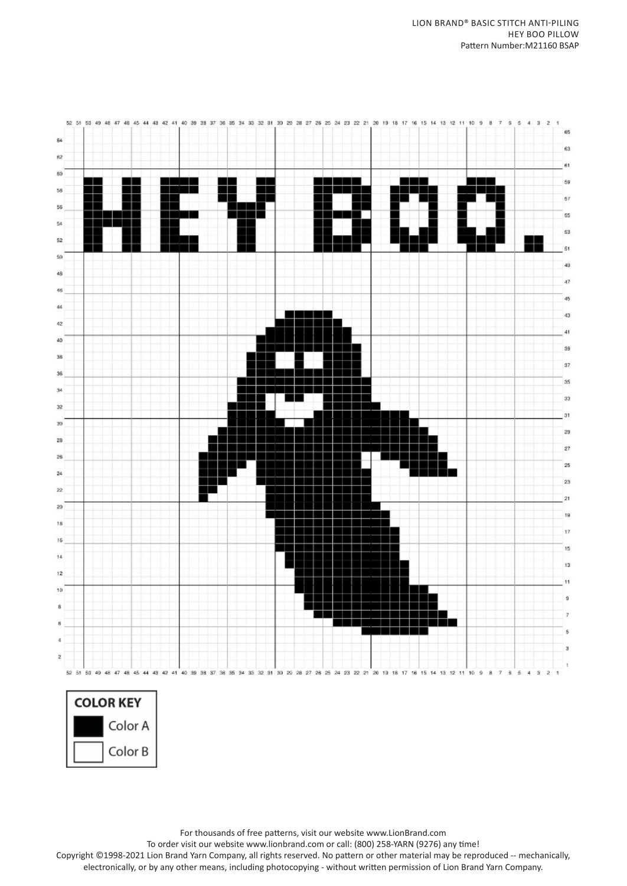52 51 50 49 48 47 46 45 44 43 42 41 40 39 38 37 36 35 34 33 32 31 30 29 28 27 26 25 24 23 22 21 20 19 18 17 16 15 14 13 12 11 10 9 8 7 6 5 4 3 2 1

**COLOR KEY**

Color A

Color B

For thousands of free patterns, visit our website www.LionBrand.com

To order visit our website www.lionbrand.com or call: (800) 258-YARN (9276) any time!

Copyright ©1998-2021 Lion Brand Yarn Company, all rights reserved. No pattern or other material may be reproduced -- mechanically, electronically, or by any other means, including photocopying - without written permission of Lion Brand Yarn Company.